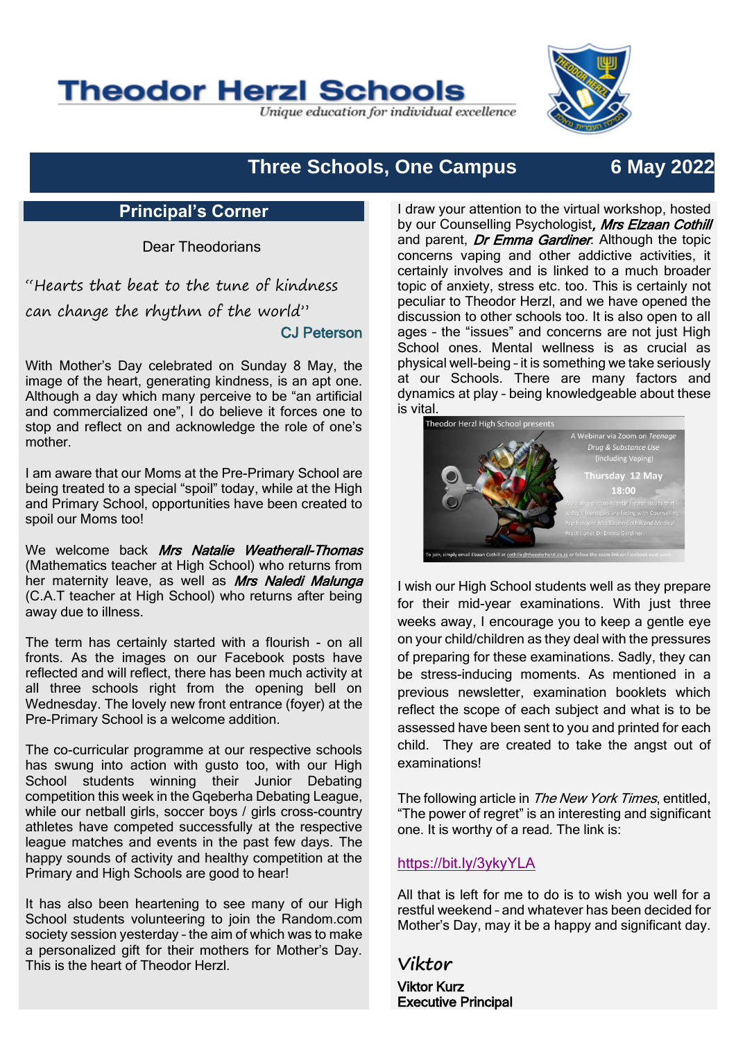# Theodor Herzl Schools

*Unique education for individual excellence*

## Three Schools, One Campus — 6 May 2022

## Principal's Corner

Dear Theodorians

*"Hearts that beat to the tune of kindness can change the rhythm of the world"*

CJ Peterson

With Mother's Day celebrated on Sunday 8 May, the image of the heart, generating kindness, is an apt one. Although a day which many perceive to be "an artificial and commercialized one", I do believe it forces one to stop and reflect on and acknowledge the role of one's mother.

I am aware that our Moms at the Pre-Primary School are being treated to a special "spoil" today, while at the High and Primary School, opportunities have been created to spoil our Moms too!

We welcome back ***Mrs Natalie Weatherall-Thomas*** (Mathematics teacher at High School) who returns from her maternity leave, as well as ***Mrs Naledi Malunga*** (C.A.T teacher at High School) who returns after being away due to illness.

The term has certainly started with a flourish - on all fronts. As the images on our Facebook posts have reflected and will reflect, there has been much activity at all three schools right from the opening bell on Wednesday. The lovely new front entrance (foyer) at the Pre-Primary School is a welcome addition.

The co-curricular programme at our respective schools has swung into action with gusto too, with our High School students winning their Junior Debating competition this week in the Gqeberha Debating League, while our netball girls, soccer boys / girls cross-country athletes have competed successfully at the respective league matches and events in the past few days. The happy sounds of activity and healthy competition at the Primary and High Schools are good to hear!

It has also been heartening to see many of our High School students volunteering to join the Random.com society session yesterday – the aim of which was to make a personalized gift for their mothers for Mother's Day. This is the heart of Theodor Herzl.

I draw your attention to the virtual workshop, hosted by our Counselling Psychologist, ***Mrs Elzaan Cothill*** and parent, ***Dr Emma Gardiner***. Although the topic concerns vaping and other addictive activities, it certainly involves and is linked to a much broader topic of anxiety, stress etc. too. This is certainly not peculiar to Theodor Herzl, and we have opened the discussion to other schools too. It is also open to all ages – the "issues" and concerns are not just High School ones. Mental wellness is as crucial as physical well-being – it is something we take seriously at our Schools. There are many factors and dynamics at play – being knowledgeable about these is vital.

Theodor Herzl High School presents

A Webinar via Zoom on *Teenage Drug & Substance Use* (including Vaping)

Thursday 12 May

18:00

We will also discuss Mental Health issues that today's teenagers are facing with Counselling Psychologist Mrs Elzaan Cothill and Medical Practitioner Dr Emma Gardiner.

To join, simply email Elzaan Cothill at cothille@theodorherzl.co.za or follow the zoom link on Facebook next week.

I wish our High School students well as they prepare for their mid-year examinations. With just three weeks away, I encourage you to keep a gentle eye on your child/children as they deal with the pressures of preparing for these examinations. Sadly, they can be stress-inducing moments. As mentioned in a previous newsletter, examination booklets which reflect the scope of each subject and what is to be assessed have been sent to you and printed for each child. They are created to take the angst out of examinations!

The following article in *The New York Times*, entitled, "The power of regret" is an interesting and significant one. It is worthy of a read. The link is:

https://bit.ly/3ykyYLA

All that is left for me to do is to wish you well for a restful weekend – and whatever has been decided for Mother's Day, may it be a happy and significant day.

*Viktor*

**Viktor Kurz**
**Executive Principal**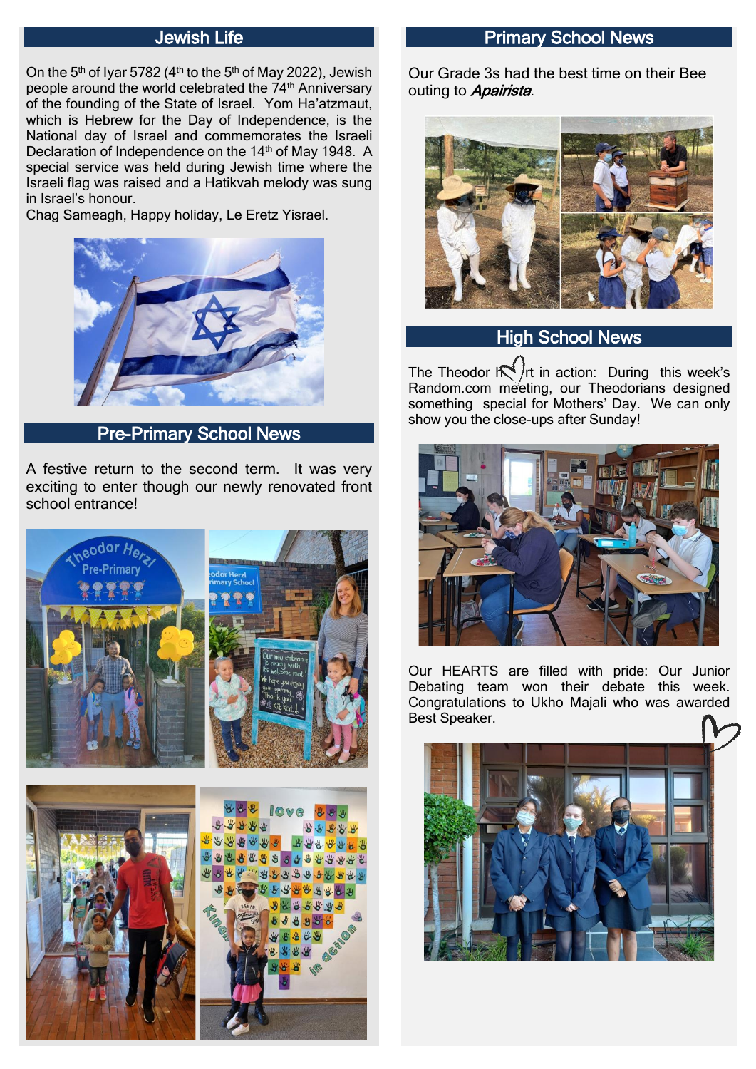## Jewish Life

On the 5th of Iyar 5782 (4th to the 5th of May 2022), Jewish people around the world celebrated the 74th Anniversary of the founding of the State of Israel. Yom Ha'atzmaut, which is Hebrew for the Day of Independence, is the National day of Israel and commemorates the Israeli Declaration of Independence on the 14th of May 1948. A special service was held during Jewish time where the Israeli flag was raised and a Hatikvah melody was sung in Israel's honour.

Chag Sameagh, Happy holiday, Le Eretz Yisrael.

## Pre-Primary School News

A festive return to the second term. It was very exciting to enter though our newly renovated front school entrance!

## Primary School News

Our Grade 3s had the best time on their Bee outing to *Apairista*.

## High School News

The Theodor Heart in action: During this week's Random.com meeting, our Theodorians designed something special for Mothers' Day. We can only show you the close-ups after Sunday!

Our HEARTS are filled with pride: Our Junior Debating team won their debate this week. Congratulations to Ukho Majali who was awarded Best Speaker.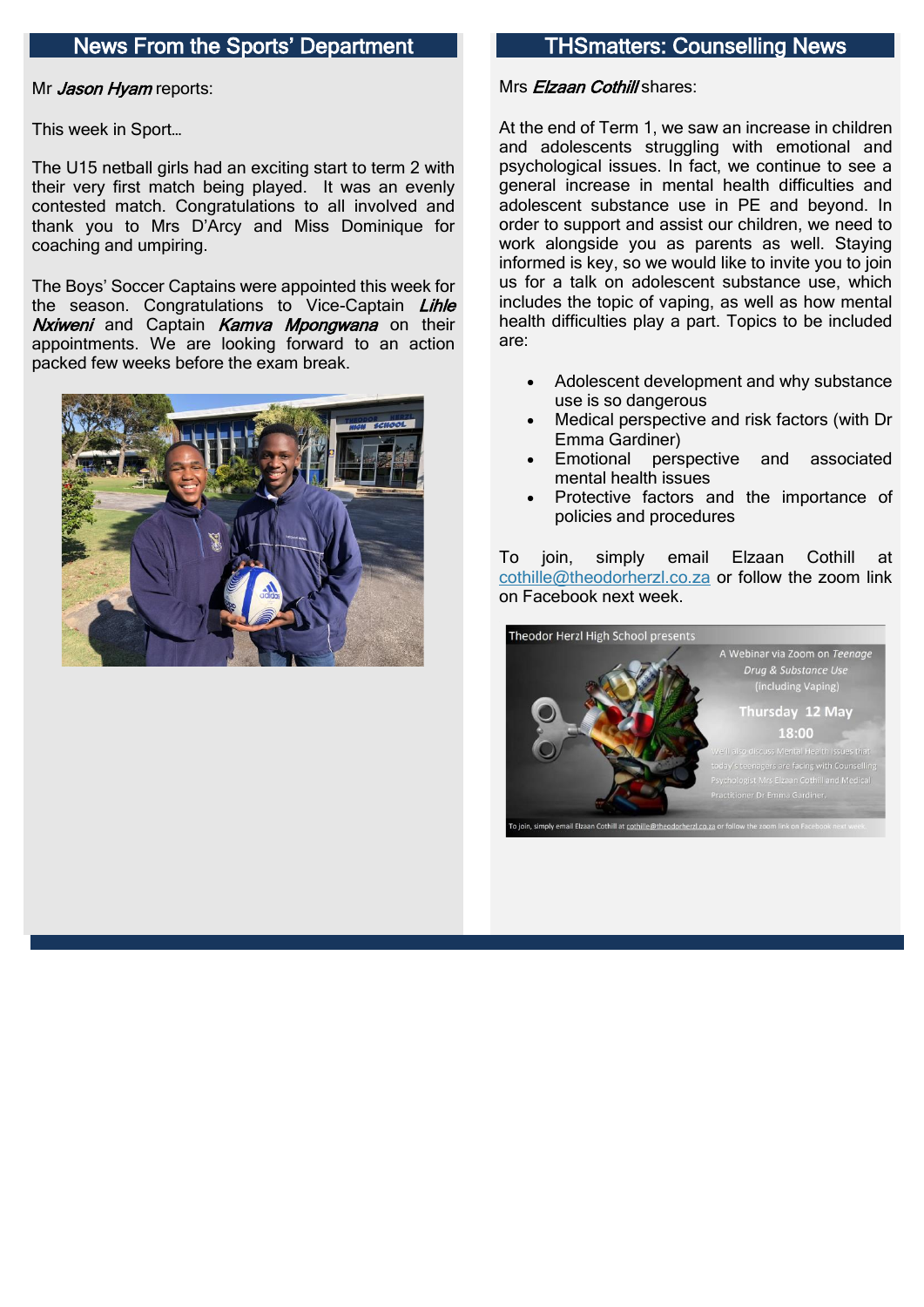## News From the Sports' Department

Mr ***Jason Hyam*** reports:

This week in Sport…

The U15 netball girls had an exciting start to term 2 with their very first match being played. It was an evenly contested match. Congratulations to all involved and thank you to Mrs D'Arcy and Miss Dominique for coaching and umpiring.

The Boys' Soccer Captains were appointed this week for the season. Congratulations to Vice-Captain ***Lihle Nxiweni*** and Captain ***Kamva Mpongwana*** on their appointments. We are looking forward to an action packed few weeks before the exam break.

## THSmatters: Counselling News

Mrs ***Elzaan Cothill*** shares:

At the end of Term 1, we saw an increase in children and adolescents struggling with emotional and psychological issues. In fact, we continue to see a general increase in mental health difficulties and adolescent substance use in PE and beyond. In order to support and assist our children, we need to work alongside you as parents as well. Staying informed is key, so we would like to invite you to join us for a talk on adolescent substance use, which includes the topic of vaping, as well as how mental health difficulties play a part. Topics to be included are:

- Adolescent development and why substance use is so dangerous
- Medical perspective and risk factors (with Dr Emma Gardiner)
- Emotional perspective and associated mental health issues
- Protective factors and the importance of policies and procedures

To join, simply email Elzaan Cothill at cothille@theodorherzl.co.za or follow the zoom link on Facebook next week.

Theodor Herzl High School presents

A Webinar via Zoom on *Teenage Drug & Substance Use* (including Vaping)

Thursday 12 May

18:00

We'll also discuss Mental Health issues that today's teenagers are facing with Counselling Psychologist Mrs Elzaan Cothill and Medical Practitioner Dr Emma Gardiner.

To join, simply email Elzaan Cothill at cothille@theodorherzl.co.za or follow the zoom link on Facebook next week.